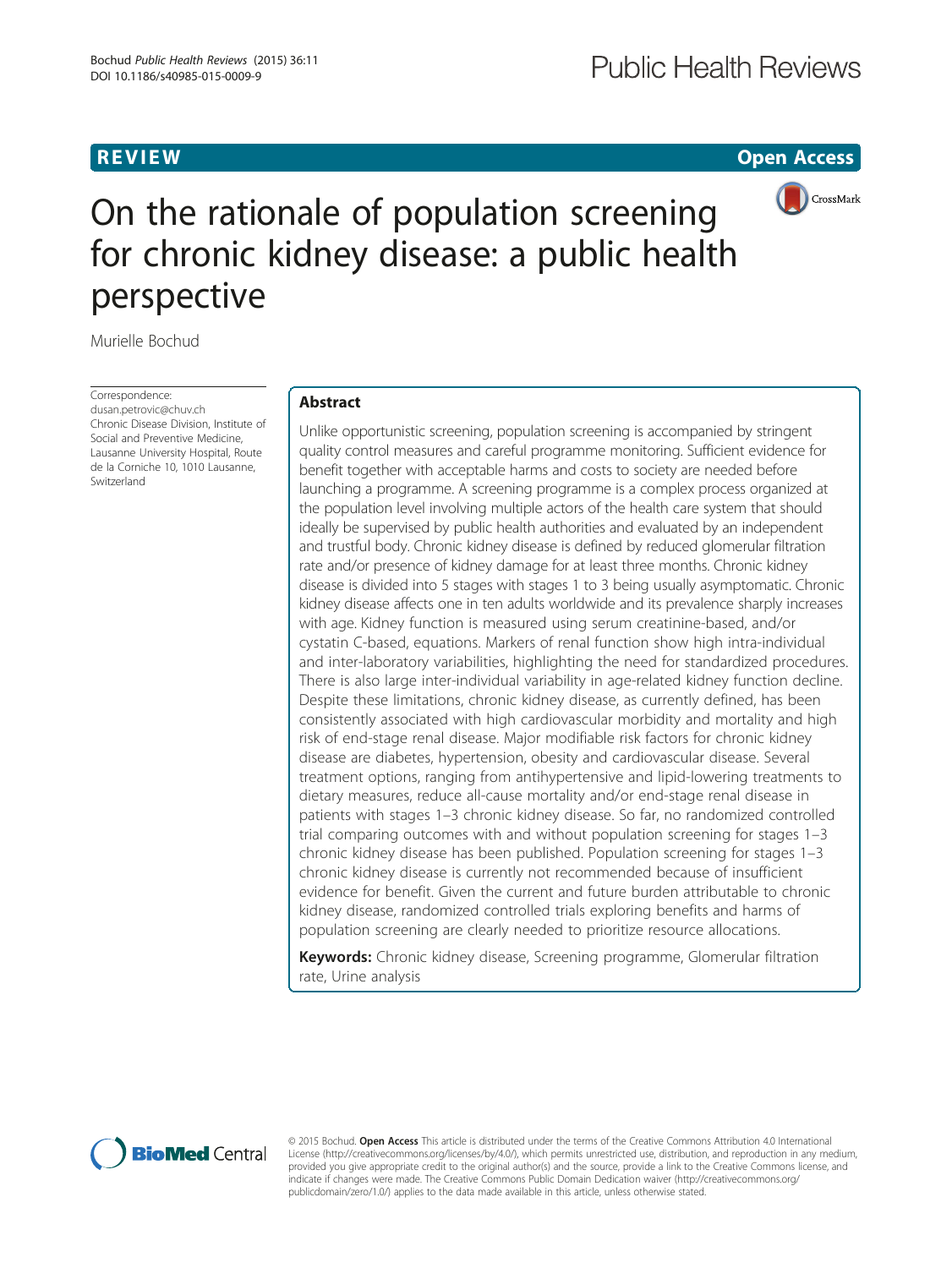REVIEW Open Access

# On the rationale of population screening for chronic kidney disease: a public health perspective

Murielle Bochud

Correspondence: dusan.petrovic@chuv.ch
Chronic Disease Division, Institute of Social and Preventive Medicine, Lausanne University Hospital, Route de la Corniche 10, 1010 Lausanne, Switzerland

## Abstract

Unlike opportunistic screening, population screening is accompanied by stringent quality control measures and careful programme monitoring. Sufficient evidence for benefit together with acceptable harms and costs to society are needed before launching a programme. A screening programme is a complex process organized at the population level involving multiple actors of the health care system that should ideally be supervised by public health authorities and evaluated by an independent and trustful body. Chronic kidney disease is defined by reduced glomerular filtration rate and/or presence of kidney damage for at least three months. Chronic kidney disease is divided into 5 stages with stages 1 to 3 being usually asymptomatic. Chronic kidney disease affects one in ten adults worldwide and its prevalence sharply increases with age. Kidney function is measured using serum creatinine-based, and/or cystatin C-based, equations. Markers of renal function show high intra-individual and inter-laboratory variabilities, highlighting the need for standardized procedures. There is also large inter-individual variability in age-related kidney function decline. Despite these limitations, chronic kidney disease, as currently defined, has been consistently associated with high cardiovascular morbidity and mortality and high risk of end-stage renal disease. Major modifiable risk factors for chronic kidney disease are diabetes, hypertension, obesity and cardiovascular disease. Several treatment options, ranging from antihypertensive and lipid-lowering treatments to dietary measures, reduce all-cause mortality and/or end-stage renal disease in patients with stages 1–3 chronic kidney disease. So far, no randomized controlled trial comparing outcomes with and without population screening for stages 1–3 chronic kidney disease has been published. Population screening for stages 1–3 chronic kidney disease is currently not recommended because of insufficient evidence for benefit. Given the current and future burden attributable to chronic kidney disease, randomized controlled trials exploring benefits and harms of population screening are clearly needed to prioritize resource allocations.

**Keywords:** Chronic kidney disease, Screening programme, Glomerular filtration rate, Urine analysis

© 2015 Bochud. **Open Access** This article is distributed under the terms of the Creative Commons Attribution 4.0 International License (http://creativecommons.org/licenses/by/4.0/), which permits unrestricted use, distribution, and reproduction in any medium, provided you give appropriate credit to the original author(s) and the source, provide a link to the Creative Commons license, and indicate if changes were made. The Creative Commons Public Domain Dedication waiver (http://creativecommons.org/publicdomain/zero/1.0/) applies to the data made available in this article, unless otherwise stated.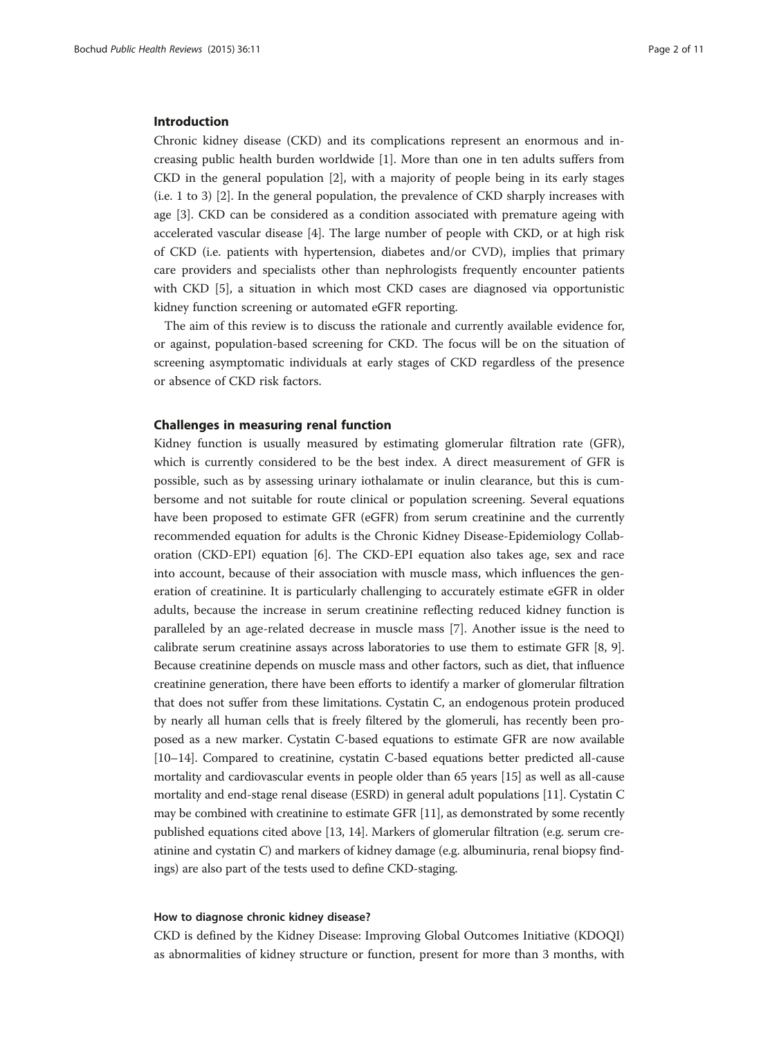## Introduction

Chronic kidney disease (CKD) and its complications represent an enormous and increasing public health burden worldwide [1]. More than one in ten adults suffers from CKD in the general population [2], with a majority of people being in its early stages (i.e. 1 to 3) [2]. In the general population, the prevalence of CKD sharply increases with age [3]. CKD can be considered as a condition associated with premature ageing with accelerated vascular disease [4]. The large number of people with CKD, or at high risk of CKD (i.e. patients with hypertension, diabetes and/or CVD), implies that primary care providers and specialists other than nephrologists frequently encounter patients with CKD [5], a situation in which most CKD cases are diagnosed via opportunistic kidney function screening or automated eGFR reporting.

The aim of this review is to discuss the rationale and currently available evidence for, or against, population-based screening for CKD. The focus will be on the situation of screening asymptomatic individuals at early stages of CKD regardless of the presence or absence of CKD risk factors.

## Challenges in measuring renal function

Kidney function is usually measured by estimating glomerular filtration rate (GFR), which is currently considered to be the best index. A direct measurement of GFR is possible, such as by assessing urinary iothalamate or inulin clearance, but this is cumbersome and not suitable for route clinical or population screening. Several equations have been proposed to estimate GFR (eGFR) from serum creatinine and the currently recommended equation for adults is the Chronic Kidney Disease-Epidemiology Collaboration (CKD-EPI) equation [6]. The CKD-EPI equation also takes age, sex and race into account, because of their association with muscle mass, which influences the generation of creatinine. It is particularly challenging to accurately estimate eGFR in older adults, because the increase in serum creatinine reflecting reduced kidney function is paralleled by an age-related decrease in muscle mass [7]. Another issue is the need to calibrate serum creatinine assays across laboratories to use them to estimate GFR [8, 9]. Because creatinine depends on muscle mass and other factors, such as diet, that influence creatinine generation, there have been efforts to identify a marker of glomerular filtration that does not suffer from these limitations. Cystatin C, an endogenous protein produced by nearly all human cells that is freely filtered by the glomeruli, has recently been proposed as a new marker. Cystatin C-based equations to estimate GFR are now available [10–14]. Compared to creatinine, cystatin C-based equations better predicted all-cause mortality and cardiovascular events in people older than 65 years [15] as well as all-cause mortality and end-stage renal disease (ESRD) in general adult populations [11]. Cystatin C may be combined with creatinine to estimate GFR [11], as demonstrated by some recently published equations cited above [13, 14]. Markers of glomerular filtration (e.g. serum creatinine and cystatin C) and markers of kidney damage (e.g. albuminuria, renal biopsy findings) are also part of the tests used to define CKD-staging.

### How to diagnose chronic kidney disease?

CKD is defined by the Kidney Disease: Improving Global Outcomes Initiative (KDOQI) as abnormalities of kidney structure or function, present for more than 3 months, with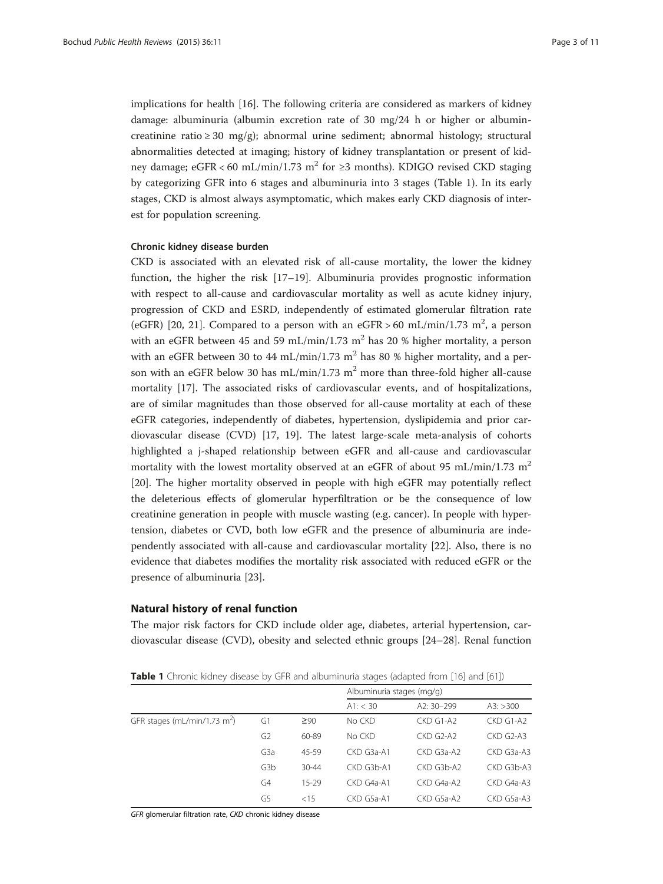implications for health [16]. The following criteria are considered as markers of kidney damage: albuminuria (albumin excretion rate of 30 mg/24 h or higher or albumin-creatinine ratio ≥ 30 mg/g); abnormal urine sediment; abnormal histology; structural abnormalities detected at imaging; history of kidney transplantation or present of kidney damage; eGFR < 60 mL/min/1.73 $m^2$ for ≥3 months). KDIGO revised CKD staging by categorizing GFR into 6 stages and albuminuria into 3 stages (Table 1). In its early stages, CKD is almost always asymptomatic, which makes early CKD diagnosis of interest for population screening.

#### Chronic kidney disease burden

CKD is associated with an elevated risk of all-cause mortality, the lower the kidney function, the higher the risk [17–19]. Albuminuria provides prognostic information with respect to all-cause and cardiovascular mortality as well as acute kidney injury, progression of CKD and ESRD, independently of estimated glomerular filtration rate (eGFR) [20, 21]. Compared to a person with an eGFR > 60 mL/min/1.73 $m^2$, a person with an eGFR between 45 and 59 mL/min/1.73 $m^2$ has 20 % higher mortality, a person with an eGFR between 30 to 44 mL/min/1.73 $m^2$ has 80 % higher mortality, and a person with an eGFR below 30 has mL/min/1.73 $m^2$ more than three-fold higher all-cause mortality [17]. The associated risks of cardiovascular events, and of hospitalizations, are of similar magnitudes than those observed for all-cause mortality at each of these eGFR categories, independently of diabetes, hypertension, dyslipidemia and prior cardiovascular disease (CVD) [17, 19]. The latest large-scale meta-analysis of cohorts highlighted a j-shaped relationship between eGFR and all-cause and cardiovascular mortality with the lowest mortality observed at an eGFR of about 95 mL/min/1.73 $m^2$ [20]. The higher mortality observed in people with high eGFR may potentially reflect the deleterious effects of glomerular hyperfiltration or be the consequence of low creatinine generation in people with muscle wasting (e.g. cancer). In people with hypertension, diabetes or CVD, both low eGFR and the presence of albuminuria are independently associated with all-cause and cardiovascular mortality [22]. Also, there is no evidence that diabetes modifies the mortality risk associated with reduced eGFR or the presence of albuminuria [23].

### Natural history of renal function

The major risk factors for CKD include older age, diabetes, arterial hypertension, cardiovascular disease (CVD), obesity and selected ethnic groups [24–28]. Renal function

**Table 1** Chronic kidney disease by GFR and albuminuria stages (adapted from [16] and [61])

| | | | Albuminuria stages (mg/g) | | |
|---|---|---|---|---|---|
| | | | A1: < 30 | A2: 30–299 | A3: >300 |
| GFR stages (mL/min/1.73 $m^2$) | G1 | ≥90 | No CKD | CKD G1-A2 | CKD G1-A2 |
| | G2 | 60-89 | No CKD | CKD G2-A2 | CKD G2-A3 |
| | G3a | 45-59 | CKD G3a-A1 | CKD G3a-A2 | CKD G3a-A3 |
| | G3b | 30-44 | CKD G3b-A1 | CKD G3b-A2 | CKD G3b-A3 |
| | G4 | 15-29 | CKD G4a-A1 | CKD G4a-A2 | CKD G4a-A3 |
| | G5 | <15 | CKD G5a-A1 | CKD G5a-A2 | CKD G5a-A3 |

*GFR* glomerular filtration rate, *CKD* chronic kidney disease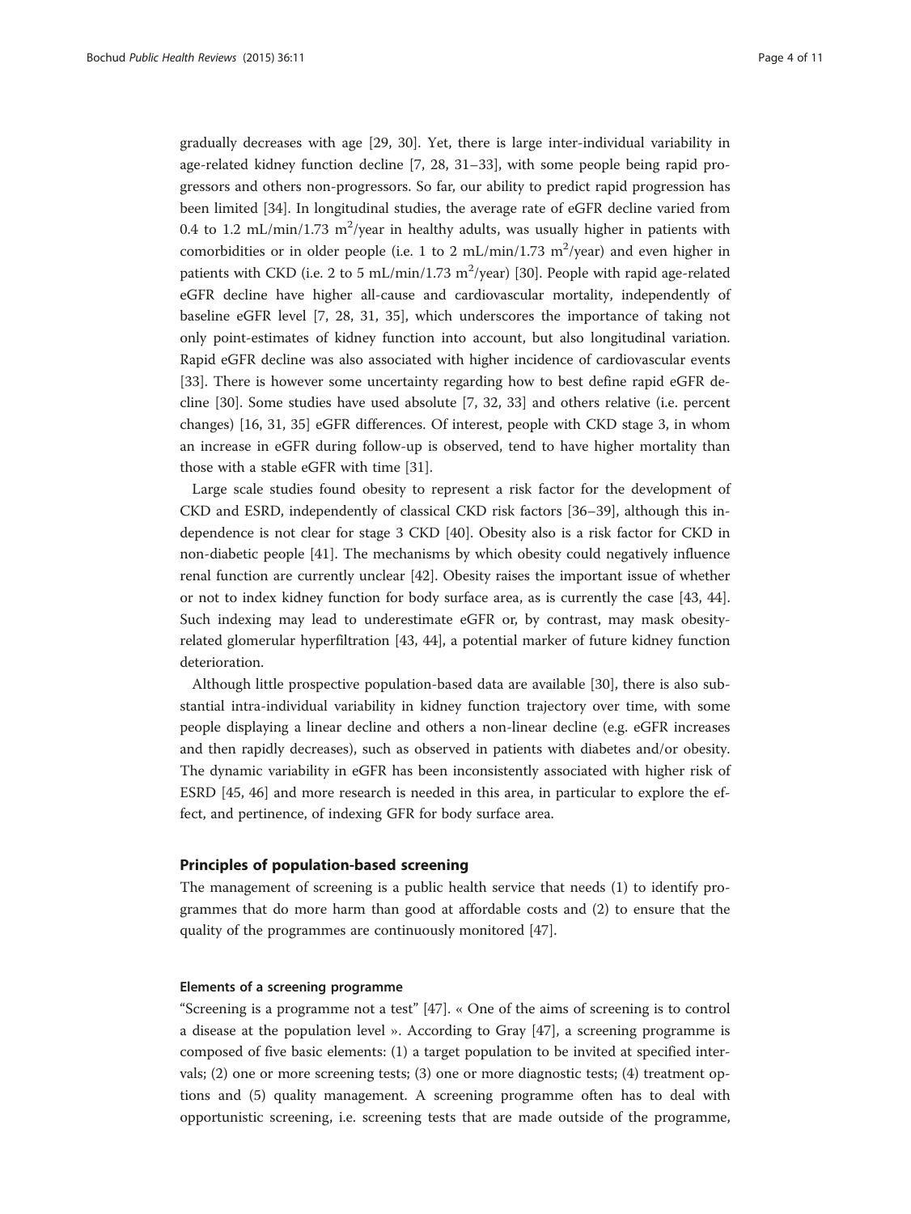gradually decreases with age [29, 30]. Yet, there is large inter-individual variability in age-related kidney function decline [7, 28, 31–33], with some people being rapid progressors and others non-progressors. So far, our ability to predict rapid progression has been limited [34]. In longitudinal studies, the average rate of eGFR decline varied from 0.4 to 1.2 mL/min/1.73 $m^2$/year in healthy adults, was usually higher in patients with comorbidities or in older people (i.e. 1 to 2 mL/min/1.73 $m^2$/year) and even higher in patients with CKD (i.e. 2 to 5 mL/min/1.73 $m^2$/year) [30]. People with rapid age-related eGFR decline have higher all-cause and cardiovascular mortality, independently of baseline eGFR level [7, 28, 31, 35], which underscores the importance of taking not only point-estimates of kidney function into account, but also longitudinal variation. Rapid eGFR decline was also associated with higher incidence of cardiovascular events [33]. There is however some uncertainty regarding how to best define rapid eGFR decline [30]. Some studies have used absolute [7, 32, 33] and others relative (i.e. percent changes) [16, 31, 35] eGFR differences. Of interest, people with CKD stage 3, in whom an increase in eGFR during follow-up is observed, tend to have higher mortality than those with a stable eGFR with time [31].

Large scale studies found obesity to represent a risk factor for the development of CKD and ESRD, independently of classical CKD risk factors [36–39], although this independence is not clear for stage 3 CKD [40]. Obesity also is a risk factor for CKD in non-diabetic people [41]. The mechanisms by which obesity could negatively influence renal function are currently unclear [42]. Obesity raises the important issue of whether or not to index kidney function for body surface area, as is currently the case [43, 44]. Such indexing may lead to underestimate eGFR or, by contrast, may mask obesity-related glomerular hyperfiltration [43, 44], a potential marker of future kidney function deterioration.

Although little prospective population-based data are available [30], there is also substantial intra-individual variability in kidney function trajectory over time, with some people displaying a linear decline and others a non-linear decline (e.g. eGFR increases and then rapidly decreases), such as observed in patients with diabetes and/or obesity. The dynamic variability in eGFR has been inconsistently associated with higher risk of ESRD [45, 46] and more research is needed in this area, in particular to explore the effect, and pertinence, of indexing GFR for body surface area.

## Principles of population-based screening

The management of screening is a public health service that needs (1) to identify programmes that do more harm than good at affordable costs and (2) to ensure that the quality of the programmes are continuously monitored [47].

### Elements of a screening programme

"Screening is a programme not a test" [47]. « One of the aims of screening is to control a disease at the population level ». According to Gray [47], a screening programme is composed of five basic elements: (1) a target population to be invited at specified intervals; (2) one or more screening tests; (3) one or more diagnostic tests; (4) treatment options and (5) quality management. A screening programme often has to deal with opportunistic screening, i.e. screening tests that are made outside of the programme,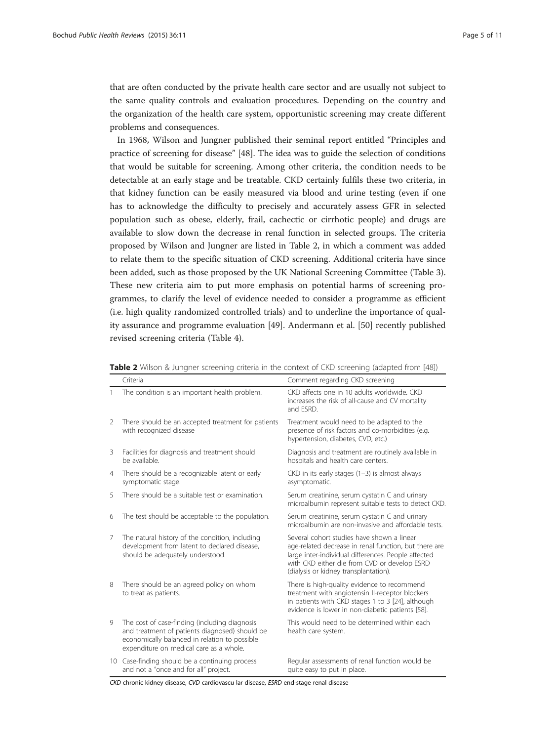that are often conducted by the private health care sector and are usually not subject to the same quality controls and evaluation procedures. Depending on the country and the organization of the health care system, opportunistic screening may create different problems and consequences.

In 1968, Wilson and Jungner published their seminal report entitled "Principles and practice of screening for disease" [48]. The idea was to guide the selection of conditions that would be suitable for screening. Among other criteria, the condition needs to be detectable at an early stage and be treatable. CKD certainly fulfils these two criteria, in that kidney function can be easily measured via blood and urine testing (even if one has to acknowledge the difficulty to precisely and accurately assess GFR in selected population such as obese, elderly, frail, cachectic or cirrhotic people) and drugs are available to slow down the decrease in renal function in selected groups. The criteria proposed by Wilson and Jungner are listed in Table 2, in which a comment was added to relate them to the specific situation of CKD screening. Additional criteria have since been added, such as those proposed by the UK National Screening Committee (Table 3). These new criteria aim to put more emphasis on potential harms of screening programmes, to clarify the level of evidence needed to consider a programme as efficient (i.e. high quality randomized controlled trials) and to underline the importance of quality assurance and programme evaluation [49]. Andermann et al. [50] recently published revised screening criteria (Table 4).

**Table 2** Wilson & Jungner screening criteria in the context of CKD screening (adapted from [48])

| | Criteria | Comment regarding CKD screening |
|---|---|---|
| 1 | The condition is an important health problem. | CKD affects one in 10 adults worldwide. CKD increases the risk of all-cause and CV mortality and ESRD. |
| 2 | There should be an accepted treatment for patients with recognized disease | Treatment would need to be adapted to the presence of risk factors and co-morbidities (e.g. hypertension, diabetes, CVD, etc.) |
| 3 | Facilities for diagnosis and treatment should be available. | Diagnosis and treatment are routinely available in hospitals and health care centers. |
| 4 | There should be a recognizable latent or early symptomatic stage. | CKD in its early stages (1–3) is almost always asymptomatic. |
| 5 | There should be a suitable test or examination. | Serum creatinine, serum cystatin C and urinary microalbumin represent suitable tests to detect CKD. |
| 6 | The test should be acceptable to the population. | Serum creatinine, serum cystatin C and urinary microalbumin are non-invasive and affordable tests. |
| 7 | The natural history of the condition, including development from latent to declared disease, should be adequately understood. | Several cohort studies have shown a linear age-related decrease in renal function, but there are large inter-individual differences. People affected with CKD either die from CVD or develop ESRD (dialysis or kidney transplantation). |
| 8 | There should be an agreed policy on whom to treat as patients. | There is high-quality evidence to recommend treatment with angiotensin II-receptor blockers in patients with CKD stages 1 to 3 [24], although evidence is lower in non-diabetic patients [58]. |
| 9 | The cost of case-finding (including diagnosis and treatment of patients diagnosed) should be economically balanced in relation to possible expenditure on medical care as a whole. | This would need to be determined within each health care system. |
| 10 | Case-finding should be a continuing process and not a "once and for all" project. | Regular assessments of renal function would be quite easy to put in place. |

*CKD* chronic kidney disease, *CVD* cardiovascu lar disease, *ESRD* end-stage renal disease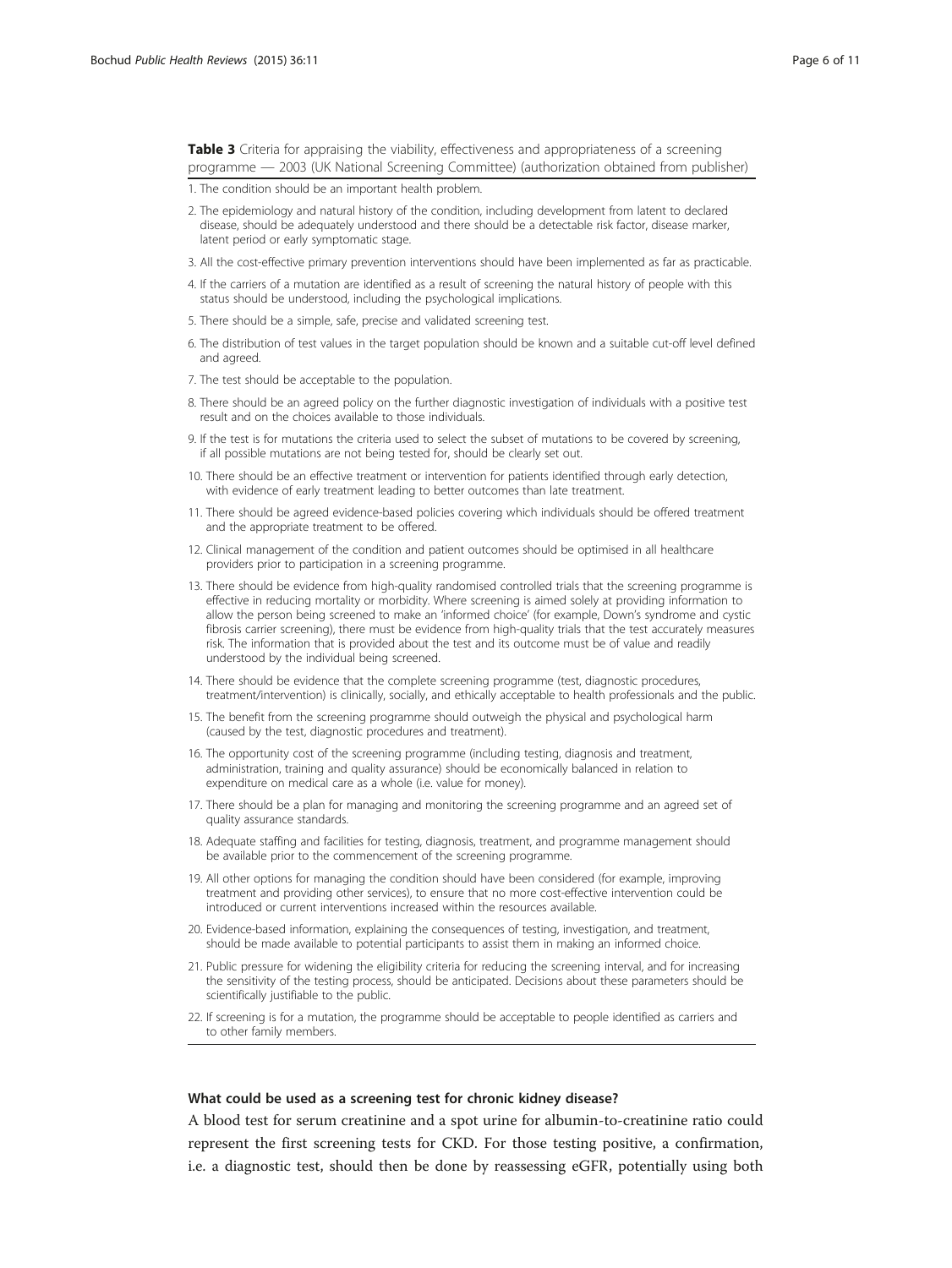**Table 3** Criteria for appraising the viability, effectiveness and appropriateness of a screening programme — 2003 (UK National Screening Committee) (authorization obtained from publisher)

| |
|---|
| 1. The condition should be an important health problem. |
| 2. The epidemiology and natural history of the condition, including development from latent to declared disease, should be adequately understood and there should be a detectable risk factor, disease marker, latent period or early symptomatic stage. |
| 3. All the cost-effective primary prevention interventions should have been implemented as far as practicable. |
| 4. If the carriers of a mutation are identified as a result of screening the natural history of people with this status should be understood, including the psychological implications. |
| 5. There should be a simple, safe, precise and validated screening test. |
| 6. The distribution of test values in the target population should be known and a suitable cut-off level defined and agreed. |
| 7. The test should be acceptable to the population. |
| 8. There should be an agreed policy on the further diagnostic investigation of individuals with a positive test result and on the choices available to those individuals. |
| 9. If the test is for mutations the criteria used to select the subset of mutations to be covered by screening, if all possible mutations are not being tested for, should be clearly set out. |
| 10. There should be an effective treatment or intervention for patients identified through early detection, with evidence of early treatment leading to better outcomes than late treatment. |
| 11. There should be agreed evidence-based policies covering which individuals should be offered treatment and the appropriate treatment to be offered. |
| 12. Clinical management of the condition and patient outcomes should be optimised in all healthcare providers prior to participation in a screening programme. |
| 13. There should be evidence from high-quality randomised controlled trials that the screening programme is effective in reducing mortality or morbidity. Where screening is aimed solely at providing information to allow the person being screened to make an 'informed choice' (for example, Down's syndrome and cystic fibrosis carrier screening), there must be evidence from high-quality trials that the test accurately measures risk. The information that is provided about the test and its outcome must be of value and readily understood by the individual being screened. |
| 14. There should be evidence that the complete screening programme (test, diagnostic procedures, treatment/intervention) is clinically, socially, and ethically acceptable to health professionals and the public. |
| 15. The benefit from the screening programme should outweigh the physical and psychological harm (caused by the test, diagnostic procedures and treatment). |
| 16. The opportunity cost of the screening programme (including testing, diagnosis and treatment, administration, training and quality assurance) should be economically balanced in relation to expenditure on medical care as a whole (i.e. value for money). |
| 17. There should be a plan for managing and monitoring the screening programme and an agreed set of quality assurance standards. |
| 18. Adequate staffing and facilities for testing, diagnosis, treatment, and programme management should be available prior to the commencement of the screening programme. |
| 19. All other options for managing the condition should have been considered (for example, improving treatment and providing other services), to ensure that no more cost-effective intervention could be introduced or current interventions increased within the resources available. |
| 20. Evidence-based information, explaining the consequences of testing, investigation, and treatment, should be made available to potential participants to assist them in making an informed choice. |
| 21. Public pressure for widening the eligibility criteria for reducing the screening interval, and for increasing the sensitivity of the testing process, should be anticipated. Decisions about these parameters should be scientifically justifiable to the public. |
| 22. If screening is for a mutation, the programme should be acceptable to people identified as carriers and to other family members. |

### What could be used as a screening test for chronic kidney disease?

A blood test for serum creatinine and a spot urine for albumin-to-creatinine ratio could represent the first screening tests for CKD. For those testing positive, a confirmation, i.e. a diagnostic test, should then be done by reassessing eGFR, potentially using both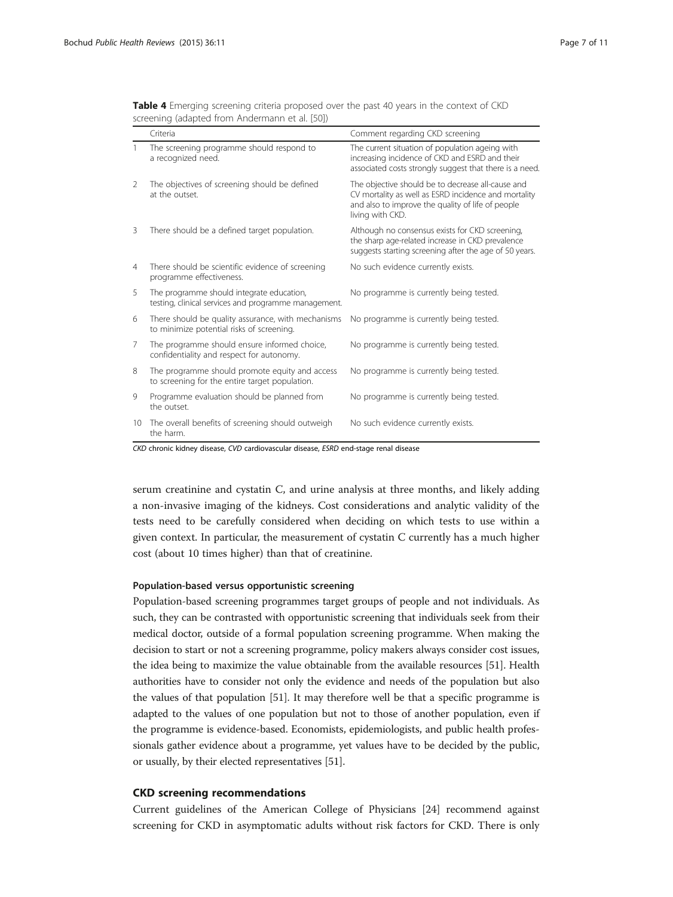**Table 4** Emerging screening criteria proposed over the past 40 years in the context of CKD screening (adapted from Andermann et al. [50])

| | Criteria | Comment regarding CKD screening |
|---|---|---|
| 1 | The screening programme should respond to a recognized need. | The current situation of population ageing with increasing incidence of CKD and ESRD and their associated costs strongly suggest that there is a need. |
| 2 | The objectives of screening should be defined at the outset. | The objective should be to decrease all-cause and CV mortality as well as ESRD incidence and mortality and also to improve the quality of life of people living with CKD. |
| 3 | There should be a defined target population. | Although no consensus exists for CKD screening, the sharp age-related increase in CKD prevalence suggests starting screening after the age of 50 years. |
| 4 | There should be scientific evidence of screening programme effectiveness. | No such evidence currently exists. |
| 5 | The programme should integrate education, testing, clinical services and programme management. | No programme is currently being tested. |
| 6 | There should be quality assurance, with mechanisms to minimize potential risks of screening. | No programme is currently being tested. |
| 7 | The programme should ensure informed choice, confidentiality and respect for autonomy. | No programme is currently being tested. |
| 8 | The programme should promote equity and access to screening for the entire target population. | No programme is currently being tested. |
| 9 | Programme evaluation should be planned from the outset. | No programme is currently being tested. |
| 10 | The overall benefits of screening should outweigh the harm. | No such evidence currently exists. |

*CKD* chronic kidney disease, *CVD* cardiovascular disease, *ESRD* end-stage renal disease

serum creatinine and cystatin C, and urine analysis at three months, and likely adding a non-invasive imaging of the kidneys. Cost considerations and analytic validity of the tests need to be carefully considered when deciding on which tests to use within a given context. In particular, the measurement of cystatin C currently has a much higher cost (about 10 times higher) than that of creatinine.

#### Population-based versus opportunistic screening

Population-based screening programmes target groups of people and not individuals. As such, they can be contrasted with opportunistic screening that individuals seek from their medical doctor, outside of a formal population screening programme. When making the decision to start or not a screening programme, policy makers always consider cost issues, the idea being to maximize the value obtainable from the available resources [51]. Health authorities have to consider not only the evidence and needs of the population but also the values of that population [51]. It may therefore well be that a specific programme is adapted to the values of one population but not to those of another population, even if the programme is evidence-based. Economists, epidemiologists, and public health professionals gather evidence about a programme, yet values have to be decided by the public, or usually, by their elected representatives [51].

### CKD screening recommendations

Current guidelines of the American College of Physicians [24] recommend against screening for CKD in asymptomatic adults without risk factors for CKD. There is only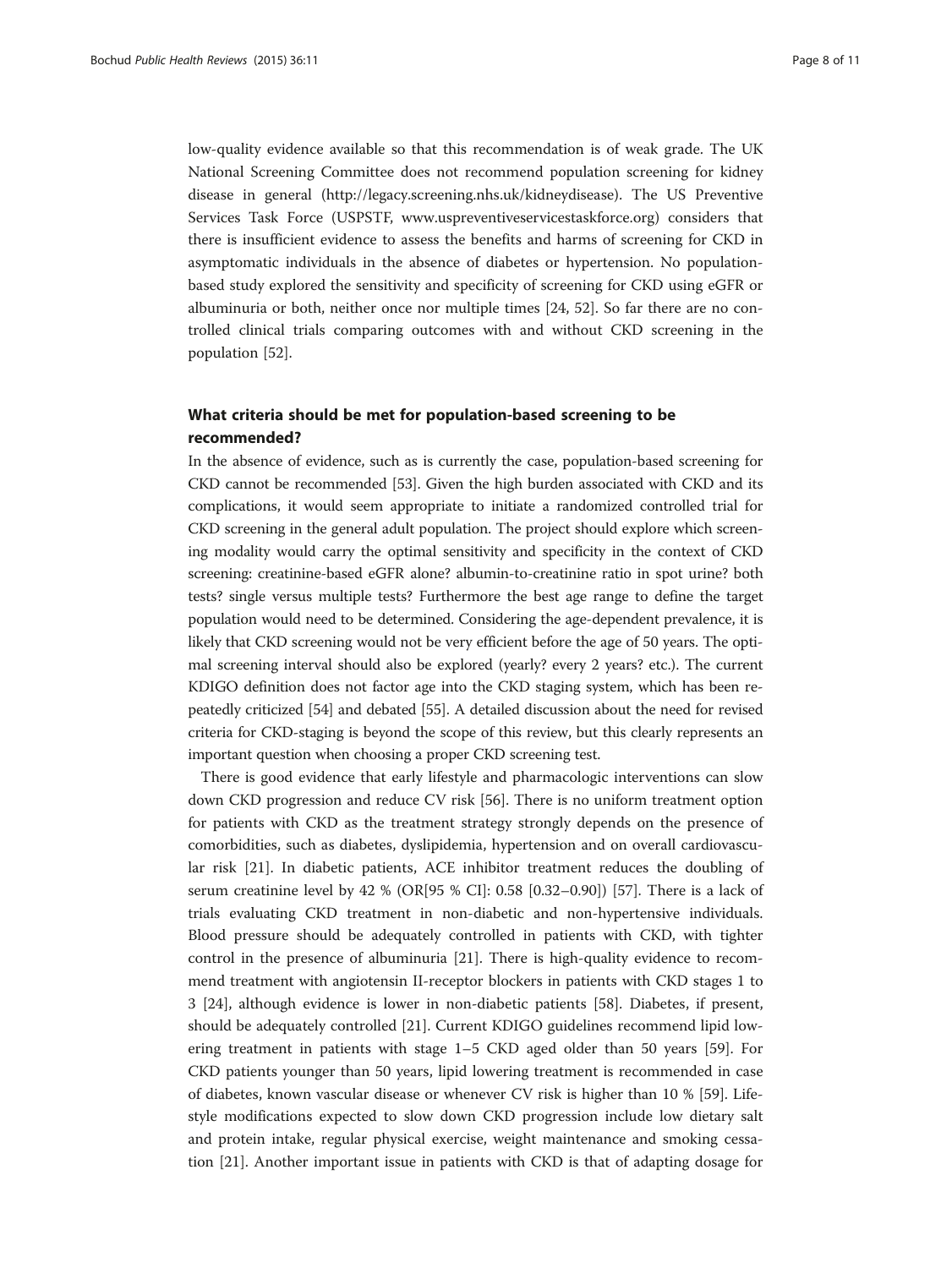low-quality evidence available so that this recommendation is of weak grade. The UK National Screening Committee does not recommend population screening for kidney disease in general (http://legacy.screening.nhs.uk/kidneydisease). The US Preventive Services Task Force (USPSTF, www.uspreventiveservicestaskforce.org) considers that there is insufficient evidence to assess the benefits and harms of screening for CKD in asymptomatic individuals in the absence of diabetes or hypertension. No population-based study explored the sensitivity and specificity of screening for CKD using eGFR or albuminuria or both, neither once nor multiple times [24, 52]. So far there are no controlled clinical trials comparing outcomes with and without CKD screening in the population [52].

## What criteria should be met for population-based screening to be recommended?

In the absence of evidence, such as is currently the case, population-based screening for CKD cannot be recommended [53]. Given the high burden associated with CKD and its complications, it would seem appropriate to initiate a randomized controlled trial for CKD screening in the general adult population. The project should explore which screening modality would carry the optimal sensitivity and specificity in the context of CKD screening: creatinine-based eGFR alone? albumin-to-creatinine ratio in spot urine? both tests? single versus multiple tests? Furthermore the best age range to define the target population would need to be determined. Considering the age-dependent prevalence, it is likely that CKD screening would not be very efficient before the age of 50 years. The optimal screening interval should also be explored (yearly? every 2 years? etc.). The current KDIGO definition does not factor age into the CKD staging system, which has been repeatedly criticized [54] and debated [55]. A detailed discussion about the need for revised criteria for CKD-staging is beyond the scope of this review, but this clearly represents an important question when choosing a proper CKD screening test.

There is good evidence that early lifestyle and pharmacologic interventions can slow down CKD progression and reduce CV risk [56]. There is no uniform treatment option for patients with CKD as the treatment strategy strongly depends on the presence of comorbidities, such as diabetes, dyslipidemia, hypertension and on overall cardiovascular risk [21]. In diabetic patients, ACE inhibitor treatment reduces the doubling of serum creatinine level by 42 % (OR[95 % CI]: 0.58 [0.32–0.90]) [57]. There is a lack of trials evaluating CKD treatment in non-diabetic and non-hypertensive individuals. Blood pressure should be adequately controlled in patients with CKD, with tighter control in the presence of albuminuria [21]. There is high-quality evidence to recommend treatment with angiotensin II-receptor blockers in patients with CKD stages 1 to 3 [24], although evidence is lower in non-diabetic patients [58]. Diabetes, if present, should be adequately controlled [21]. Current KDIGO guidelines recommend lipid lowering treatment in patients with stage 1–5 CKD aged older than 50 years [59]. For CKD patients younger than 50 years, lipid lowering treatment is recommended in case of diabetes, known vascular disease or whenever CV risk is higher than 10 % [59]. Lifestyle modifications expected to slow down CKD progression include low dietary salt and protein intake, regular physical exercise, weight maintenance and smoking cessation [21]. Another important issue in patients with CKD is that of adapting dosage for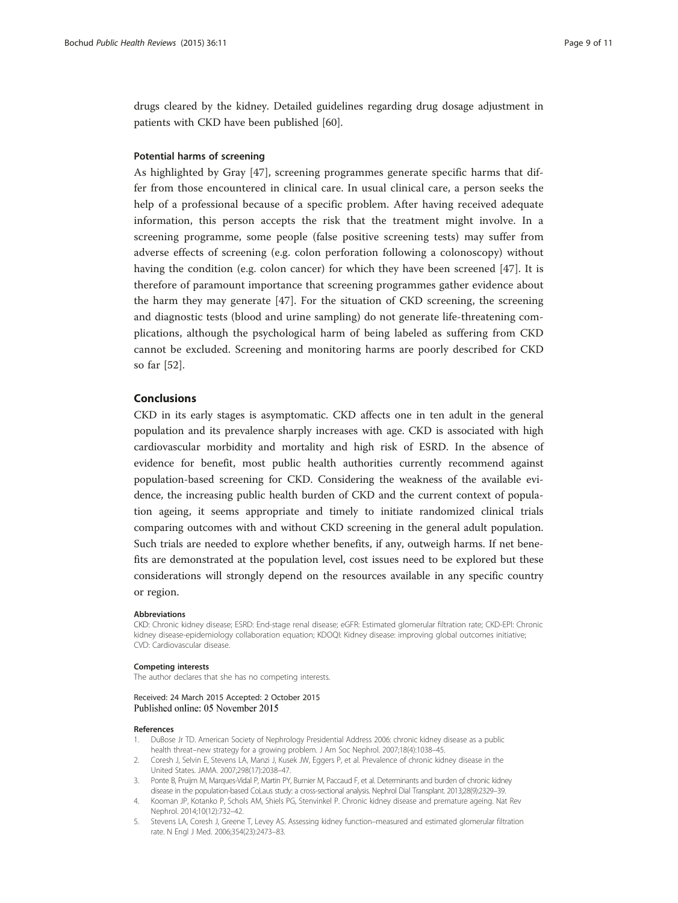drugs cleared by the kidney. Detailed guidelines regarding drug dosage adjustment in patients with CKD have been published [60].

### Potential harms of screening

As highlighted by Gray [47], screening programmes generate specific harms that differ from those encountered in clinical care. In usual clinical care, a person seeks the help of a professional because of a specific problem. After having received adequate information, this person accepts the risk that the treatment might involve. In a screening programme, some people (false positive screening tests) may suffer from adverse effects of screening (e.g. colon perforation following a colonoscopy) without having the condition (e.g. colon cancer) for which they have been screened [47]. It is therefore of paramount importance that screening programmes gather evidence about the harm they may generate [47]. For the situation of CKD screening, the screening and diagnostic tests (blood and urine sampling) do not generate life-threatening complications, although the psychological harm of being labeled as suffering from CKD cannot be excluded. Screening and monitoring harms are poorly described for CKD so far [52].

## Conclusions

CKD in its early stages is asymptomatic. CKD affects one in ten adult in the general population and its prevalence sharply increases with age. CKD is associated with high cardiovascular morbidity and mortality and high risk of ESRD. In the absence of evidence for benefit, most public health authorities currently recommend against population-based screening for CKD. Considering the weakness of the available evidence, the increasing public health burden of CKD and the current context of population ageing, it seems appropriate and timely to initiate randomized clinical trials comparing outcomes with and without CKD screening in the general adult population. Such trials are needed to explore whether benefits, if any, outweigh harms. If net benefits are demonstrated at the population level, cost issues need to be explored but these considerations will strongly depend on the resources available in any specific country or region.

#### Abbreviations

CKD: Chronic kidney disease; ESRD: End-stage renal disease; eGFR: Estimated glomerular filtration rate; CKD-EPI: Chronic kidney disease-epidemiology collaboration equation; KDOQI: Kidney disease: improving global outcomes initiative; CVD: Cardiovascular disease.

#### Competing interests

The author declares that she has no competing interests.

Received: 24 March 2015 Accepted: 2 October 2015
Published online: 05 November 2015

#### References

1. DuBose Jr TD. American Society of Nephrology Presidential Address 2006: chronic kidney disease as a public health threat–new strategy for a growing problem. J Am Soc Nephrol. 2007;18(4):1038–45.
2. Coresh J, Selvin E, Stevens LA, Manzi J, Kusek JW, Eggers P, et al. Prevalence of chronic kidney disease in the United States. JAMA. 2007;298(17):2038–47.
3. Ponte B, Pruijm M, Marques-Vidal P, Martin PY, Burnier M, Paccaud F, et al. Determinants and burden of chronic kidney disease in the population-based CoLaus study: a cross-sectional analysis. Nephrol Dial Transplant. 2013;28(9):2329–39.
4. Kooman JP, Kotanko P, Schols AM, Shiels PG, Stenvinkel P. Chronic kidney disease and premature ageing. Nat Rev Nephrol. 2014;10(12):732–42.
5. Stevens LA, Coresh J, Greene T, Levey AS. Assessing kidney function–measured and estimated glomerular filtration rate. N Engl J Med. 2006;354(23):2473–83.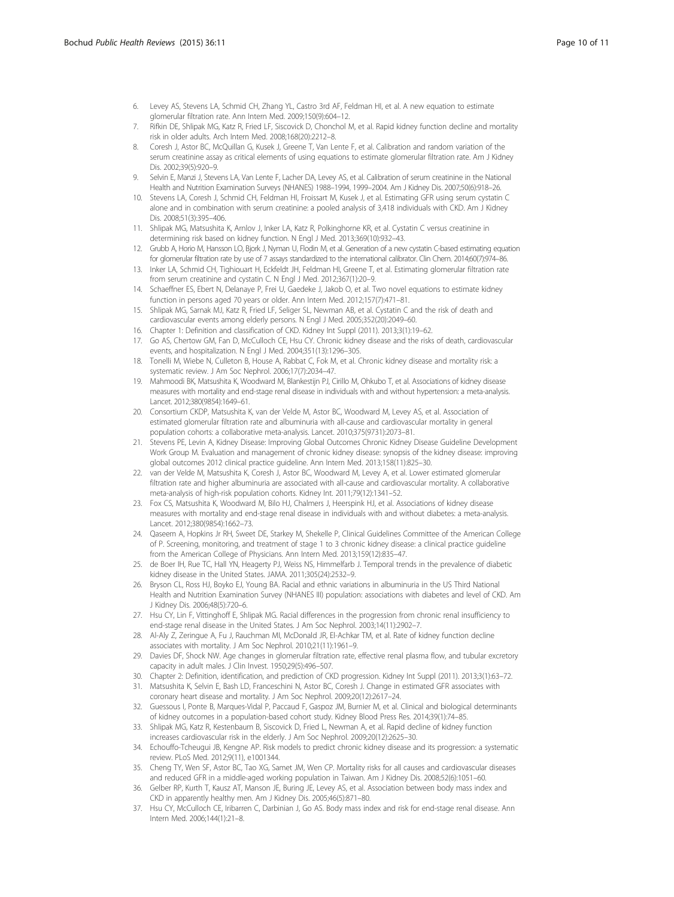6. Levey AS, Stevens LA, Schmid CH, Zhang YL, Castro 3rd AF, Feldman HI, et al. A new equation to estimate glomerular filtration rate. Ann Intern Med. 2009;150(9):604–12.
7. Rifkin DE, Shlipak MG, Katz R, Fried LF, Siscovick D, Chonchol M, et al. Rapid kidney function decline and mortality risk in older adults. Arch Intern Med. 2008;168(20):2212–8.
8. Coresh J, Astor BC, McQuillan G, Kusek J, Greene T, Van Lente F, et al. Calibration and random variation of the serum creatinine assay as critical elements of using equations to estimate glomerular filtration rate. Am J Kidney Dis. 2002;39(5):920–9.
9. Selvin E, Manzi J, Stevens LA, Van Lente F, Lacher DA, Levey AS, et al. Calibration of serum creatinine in the National Health and Nutrition Examination Surveys (NHANES) 1988–1994, 1999–2004. Am J Kidney Dis. 2007;50(6):918–26.
10. Stevens LA, Coresh J, Schmid CH, Feldman HI, Froissart M, Kusek J, et al. Estimating GFR using serum cystatin C alone and in combination with serum creatinine: a pooled analysis of 3,418 individuals with CKD. Am J Kidney Dis. 2008;51(3):395–406.
11. Shlipak MG, Matsushita K, Arnlov J, Inker LA, Katz R, Polkinghorne KR, et al. Cystatin C versus creatinine in determining risk based on kidney function. N Engl J Med. 2013;369(10):932–43.
12. Grubb A, Horio M, Hansson LO, Bjork J, Nyman U, Flodin M, et al. Generation of a new cystatin C-based estimating equation for glomerular filtration rate by use of 7 assays standardized to the international calibrator. Clin Chem. 2014;60(7):974–86.
13. Inker LA, Schmid CH, Tighiouart H, Eckfeldt JH, Feldman HI, Greene T, et al. Estimating glomerular filtration rate from serum creatinine and cystatin C. N Engl J Med. 2012;367(1):20–9.
14. Schaeffner ES, Ebert N, Delanaye P, Frei U, Gaedeke J, Jakob O, et al. Two novel equations to estimate kidney function in persons aged 70 years or older. Ann Intern Med. 2012;157(7):471–81.
15. Shlipak MG, Sarnak MJ, Katz R, Fried LF, Seliger SL, Newman AB, et al. Cystatin C and the risk of death and cardiovascular events among elderly persons. N Engl J Med. 2005;352(20):2049–60.
16. Chapter 1: Definition and classification of CKD. Kidney Int Suppl (2011). 2013;3(1):19–62.
17. Go AS, Chertow GM, Fan D, McCulloch CE, Hsu CY. Chronic kidney disease and the risks of death, cardiovascular events, and hospitalization. N Engl J Med. 2004;351(13):1296–305.
18. Tonelli M, Wiebe N, Culleton B, House A, Rabbat C, Fok M, et al. Chronic kidney disease and mortality risk: a systematic review. J Am Soc Nephrol. 2006;17(7):2034–47.
19. Mahmoodi BK, Matsushita K, Woodward M, Blankestijn PJ, Cirillo M, Ohkubo T, et al. Associations of kidney disease measures with mortality and end-stage renal disease in individuals with and without hypertension: a meta-analysis. Lancet. 2012;380(9854):1649–61.
20. Consortium CKDP, Matsushita K, van der Velde M, Astor BC, Woodward M, Levey AS, et al. Association of estimated glomerular filtration rate and albuminuria with all-cause and cardiovascular mortality in general population cohorts: a collaborative meta-analysis. Lancet. 2010;375(9731):2073–81.
21. Stevens PE, Levin A, Kidney Disease: Improving Global Outcomes Chronic Kidney Disease Guideline Development Work Group M. Evaluation and management of chronic kidney disease: synopsis of the kidney disease: improving global outcomes 2012 clinical practice guideline. Ann Intern Med. 2013;158(11):825–30.
22. van der Velde M, Matsushita K, Coresh J, Astor BC, Woodward M, Levey A, et al. Lower estimated glomerular filtration rate and higher albuminuria are associated with all-cause and cardiovascular mortality. A collaborative meta-analysis of high-risk population cohorts. Kidney Int. 2011;79(12):1341–52.
23. Fox CS, Matsushita K, Woodward M, Bilo HJ, Chalmers J, Heerspink HJ, et al. Associations of kidney disease measures with mortality and end-stage renal disease in individuals with and without diabetes: a meta-analysis. Lancet. 2012;380(9854):1662–73.
24. Qaseem A, Hopkins Jr RH, Sweet DE, Starkey M, Shekelle P, Clinical Guidelines Committee of the American College of P. Screening, monitoring, and treatment of stage 1 to 3 chronic kidney disease: a clinical practice guideline from the American College of Physicians. Ann Intern Med. 2013;159(12):835–47.
25. de Boer IH, Rue TC, Hall YN, Heagerty PJ, Weiss NS, Himmelfarb J. Temporal trends in the prevalence of diabetic kidney disease in the United States. JAMA. 2011;305(24):2532–9.
26. Bryson CL, Ross HJ, Boyko EJ, Young BA. Racial and ethnic variations in albuminuria in the US Third National Health and Nutrition Examination Survey (NHANES III) population: associations with diabetes and level of CKD. Am J Kidney Dis. 2006;48(5):720–6.
27. Hsu CY, Lin F, Vittinghoff E, Shlipak MG. Racial differences in the progression from chronic renal insufficiency to end-stage renal disease in the United States. J Am Soc Nephrol. 2003;14(11):2902–7.
28. Al-Aly Z, Zeringue A, Fu J, Rauchman MI, McDonald JR, El-Achkar TM, et al. Rate of kidney function decline associates with mortality. J Am Soc Nephrol. 2010;21(11):1961–9.
29. Davies DF, Shock NW. Age changes in glomerular filtration rate, effective renal plasma flow, and tubular excretory capacity in adult males. J Clin Invest. 1950;29(5):496–507.
30. Chapter 2: Definition, identification, and prediction of CKD progression. Kidney Int Suppl (2011). 2013;3(1):63–72.
31. Matsushita K, Selvin E, Bash LD, Franceschini N, Astor BC, Coresh J. Change in estimated GFR associates with coronary heart disease and mortality. J Am Soc Nephrol. 2009;20(12):2617–24.
32. Guessous I, Ponte B, Marques-Vidal P, Paccaud F, Gaspoz JM, Burnier M, et al. Clinical and biological determinants of kidney outcomes in a population-based cohort study. Kidney Blood Press Res. 2014;39(1):74–85.
33. Shlipak MG, Katz R, Kestenbaum B, Siscovick D, Fried L, Newman A, et al. Rapid decline of kidney function increases cardiovascular risk in the elderly. J Am Soc Nephrol. 2009;20(12):2625–30.
34. Echouffo-Tcheugui JB, Kengne AP. Risk models to predict chronic kidney disease and its progression: a systematic review. PLoS Med. 2012;9(11), e1001344.
35. Cheng TY, Wen SF, Astor BC, Tao XG, Samet JM, Wen CP. Mortality risks for all causes and cardiovascular diseases and reduced GFR in a middle-aged working population in Taiwan. Am J Kidney Dis. 2008;52(6):1051–60.
36. Gelber RP, Kurth T, Kausz AT, Manson JE, Buring JE, Levey AS, et al. Association between body mass index and CKD in apparently healthy men. Am J Kidney Dis. 2005;46(5):871–80.
37. Hsu CY, McCulloch CE, Iribarren C, Darbinian J, Go AS. Body mass index and risk for end-stage renal disease. Ann Intern Med. 2006;144(1):21–8.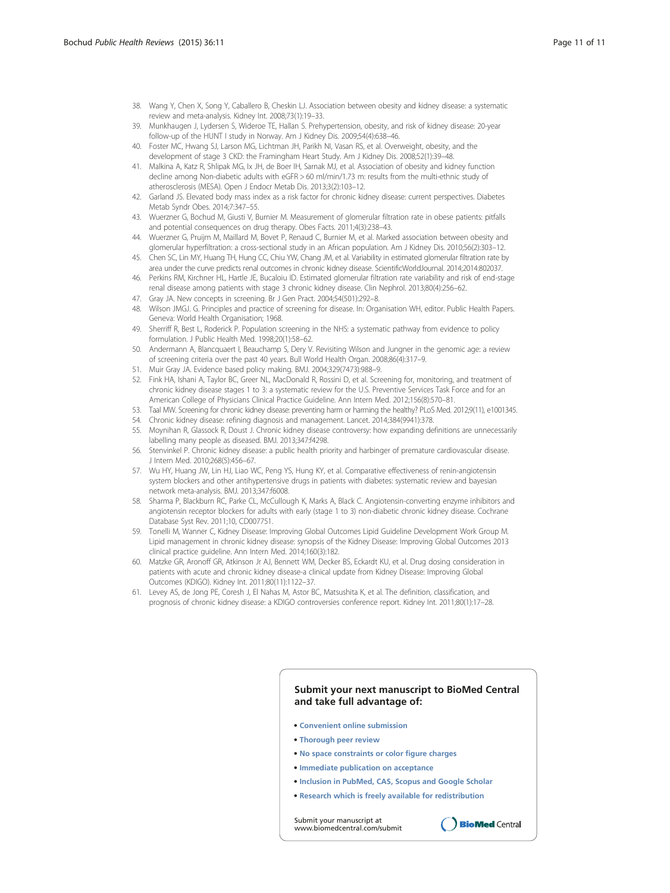38. Wang Y, Chen X, Song Y, Caballero B, Cheskin LJ. Association between obesity and kidney disease: a systematic review and meta-analysis. Kidney Int. 2008;73(1):19–33.
39. Munkhaugen J, Lydersen S, Wideroe TE, Hallan S. Prehypertension, obesity, and risk of kidney disease: 20-year follow-up of the HUNT I study in Norway. Am J Kidney Dis. 2009;54(4):638–46.
40. Foster MC, Hwang SJ, Larson MG, Lichtman JH, Parikh NI, Vasan RS, et al. Overweight, obesity, and the development of stage 3 CKD: the Framingham Heart Study. Am J Kidney Dis. 2008;52(1):39–48.
41. Malkina A, Katz R, Shlipak MG, Ix JH, de Boer IH, Sarnak MJ, et al. Association of obesity and kidney function decline among Non-diabetic adults with eGFR > 60 ml/min/1.73 m: results from the multi-ethnic study of atherosclerosis (MESA). Open J Endocr Metab Dis. 2013;3(2):103–12.
42. Garland JS. Elevated body mass index as a risk factor for chronic kidney disease: current perspectives. Diabetes Metab Syndr Obes. 2014;7:347–55.
43. Wuerzner G, Bochud M, Giusti V, Burnier M. Measurement of glomerular filtration rate in obese patients: pitfalls and potential consequences on drug therapy. Obes Facts. 2011;4(3):238–43.
44. Wuerzner G, Pruijm M, Maillard M, Bovet P, Renaud C, Burnier M, et al. Marked association between obesity and glomerular hyperfiltration: a cross-sectional study in an African population. Am J Kidney Dis. 2010;56(2):303–12.
45. Chen SC, Lin MY, Huang TH, Hung CC, Chiu YW, Chang JM, et al. Variability in estimated glomerular filtration rate by area under the curve predicts renal outcomes in chronic kidney disease. ScientificWorldJournal. 2014;2014:802037.
46. Perkins RM, Kirchner HL, Hartle JE, Bucaloiu ID. Estimated glomerular filtration rate variability and risk of end-stage renal disease among patients with stage 3 chronic kidney disease. Clin Nephrol. 2013;80(4):256–62.
47. Gray JA. New concepts in screening. Br J Gen Pract. 2004;54(501):292–8.
48. Wilson JMGJ. G. Principles and practice of screening for disease. In: Organisation WH, editor. Public Health Papers. Geneva: World Health Organisation; 1968.
49. Sherriff R, Best L, Roderick P. Population screening in the NHS: a systematic pathway from evidence to policy formulation. J Public Health Med. 1998;20(1):58–62.
50. Andermann A, Blancquaert I, Beauchamp S, Dery V. Revisiting Wilson and Jungner in the genomic age: a review of screening criteria over the past 40 years. Bull World Health Organ. 2008;86(4):317–9.
51. Muir Gray JA. Evidence based policy making. BMJ. 2004;329(7473):988–9.
52. Fink HA, Ishani A, Taylor BC, Greer NL, MacDonald R, Rossini D, et al. Screening for, monitoring, and treatment of chronic kidney disease stages 1 to 3: a systematic review for the U.S. Preventive Services Task Force and for an American College of Physicians Clinical Practice Guideline. Ann Intern Med. 2012;156(8):570–81.
53. Taal MW. Screening for chronic kidney disease: preventing harm or harming the healthy? PLoS Med. 2012;9(11), e1001345.
54. Chronic kidney disease: refining diagnosis and management. Lancet. 2014;384(9941):378.
55. Moynihan R, Glassock R, Doust J. Chronic kidney disease controversy: how expanding definitions are unnecessarily labelling many people as diseased. BMJ. 2013;347:f4298.
56. Stenvinkel P. Chronic kidney disease: a public health priority and harbinger of premature cardiovascular disease. J Intern Med. 2010;268(5):456–67.
57. Wu HY, Huang JW, Lin HJ, Liao WC, Peng YS, Hung KY, et al. Comparative effectiveness of renin-angiotensin system blockers and other antihypertensive drugs in patients with diabetes: systematic review and bayesian network meta-analysis. BMJ. 2013;347:f6008.
58. Sharma P, Blackburn RC, Parke CL, McCullough K, Marks A, Black C. Angiotensin-converting enzyme inhibitors and angiotensin receptor blockers for adults with early (stage 1 to 3) non-diabetic chronic kidney disease. Cochrane Database Syst Rev. 2011;10, CD007751.
59. Tonelli M, Wanner C, Kidney Disease: Improving Global Outcomes Lipid Guideline Development Work Group M. Lipid management in chronic kidney disease: synopsis of the Kidney Disease: Improving Global Outcomes 2013 clinical practice guideline. Ann Intern Med. 2014;160(3):182.
60. Matzke GR, Aronoff GR, Atkinson Jr AJ, Bennett WM, Decker BS, Eckardt KU, et al. Drug dosing consideration in patients with acute and chronic kidney disease-a clinical update from Kidney Disease: Improving Global Outcomes (KDIGO). Kidney Int. 2011;80(11):1122–37.
61. Levey AS, de Jong PE, Coresh J, El Nahas M, Astor BC, Matsushita K, et al. The definition, classification, and prognosis of chronic kidney disease: a KDIGO controversies conference report. Kidney Int. 2011;80(1):17–28.

**Submit your next manuscript to BioMed Central and take full advantage of:**

- **Convenient online submission**
- **Thorough peer review**
- **No space constraints or color figure charges**
- **Immediate publication on acceptance**
- **Inclusion in PubMed, CAS, Scopus and Google Scholar**
- **Research which is freely available for redistribution**

Submit your manuscript at
www.biomedcentral.com/submit

BioMed Central